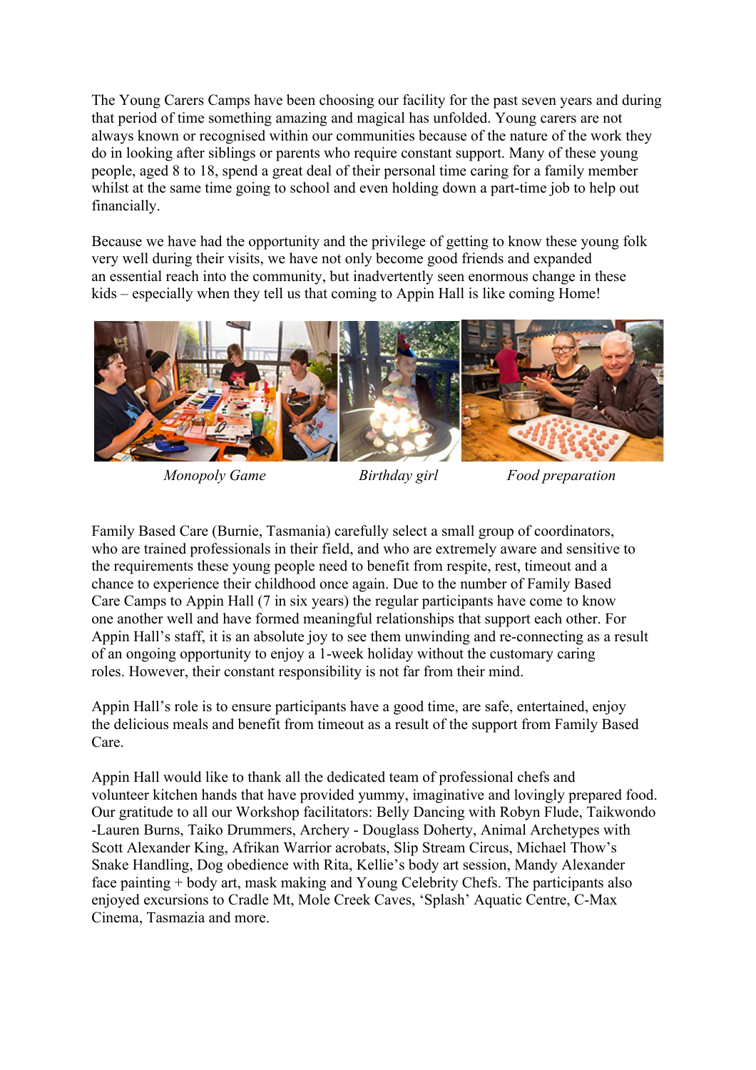The Young Carers Camps have been choosing our facility for the past seven years and during that period of time something amazing and magical has unfolded. Young carers are not always known or recognised within our communities because of the nature of the work they do in looking after siblings or parents who require constant support. Many of these young people, aged 8 to 18, spend a great deal of their personal time caring for a family member whilst at the same time going to school and even holding down a part-time job to help out financially.

Because we have had the opportunity and the privilege of getting to know these young folk very well during their visits, we have not only become good friends and expanded an essential reach into the community, but inadvertently seen enormous change in these kids – especially when they tell us that coming to Appin Hall is like coming Home!

*Monopoly Game* *Birthday girl* *Food preparation*

Family Based Care (Burnie, Tasmania) carefully select a small group of coordinators, who are trained professionals in their field, and who are extremely aware and sensitive to the requirements these young people need to benefit from respite, rest, timeout and a chance to experience their childhood once again. Due to the number of Family Based Care Camps to Appin Hall (7 in six years) the regular participants have come to know one another well and have formed meaningful relationships that support each other. For Appin Hall's staff, it is an absolute joy to see them unwinding and re-connecting as a result of an ongoing opportunity to enjoy a 1-week holiday without the customary caring roles. However, their constant responsibility is not far from their mind.

Appin Hall's role is to ensure participants have a good time, are safe, entertained, enjoy the delicious meals and benefit from timeout as a result of the support from Family Based Care.

Appin Hall would like to thank all the dedicated team of professional chefs and volunteer kitchen hands that have provided yummy, imaginative and lovingly prepared food. Our gratitude to all our Workshop facilitators: Belly Dancing with Robyn Flude, Taikwondo -Lauren Burns, Taiko Drummers, Archery - Douglass Doherty, Animal Archetypes with Scott Alexander King, Afrikan Warrior acrobats, Slip Stream Circus, Michael Thow's Snake Handling, Dog obedience with Rita, Kellie's body art session, Mandy Alexander face painting + body art, mask making and Young Celebrity Chefs. The participants also enjoyed excursions to Cradle Mt, Mole Creek Caves, 'Splash' Aquatic Centre, C-Max Cinema, Tasmazia and more.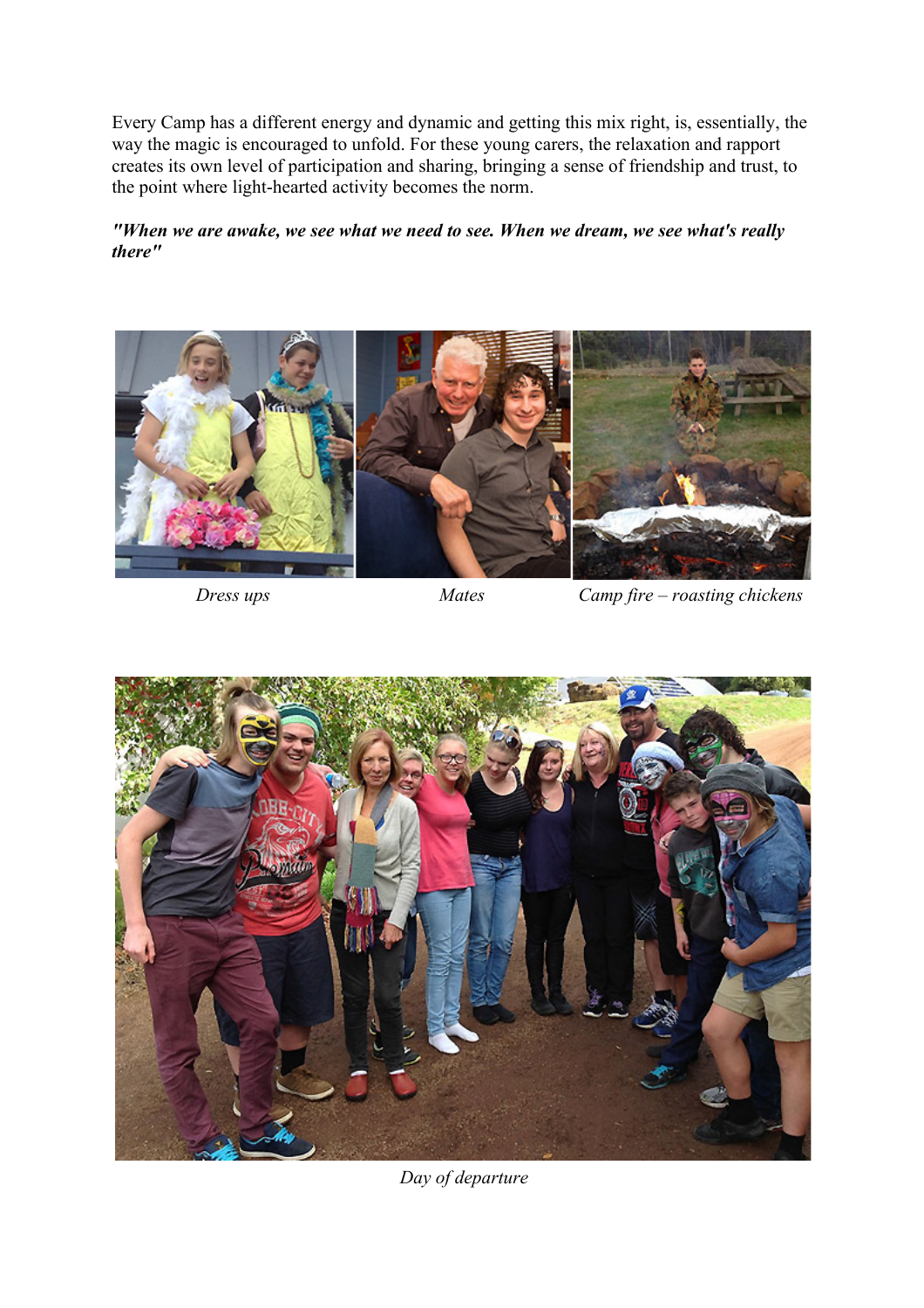Every Camp has a different energy and dynamic and getting this mix right, is, essentially, the way the magic is encouraged to unfold. For these young carers, the relaxation and rapport creates its own level of participation and sharing, bringing a sense of friendship and trust, to the point where light-hearted activity becomes the norm.

***"When we are awake, we see what we need to see. When we dream, we see what's really there"***

*Dress ups*

*Mates*

*Camp fire – roasting chickens*

*Day of departure*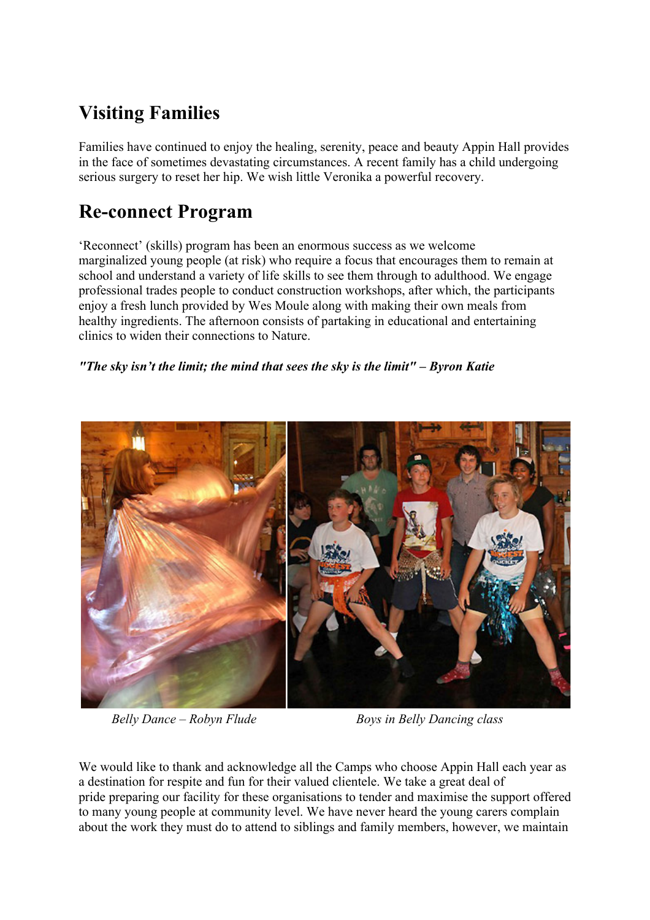## Visiting Families

Families have continued to enjoy the healing, serenity, peace and beauty Appin Hall provides in the face of sometimes devastating circumstances. A recent family has a child undergoing serious surgery to reset her hip. We wish little Veronika a powerful recovery.

## Re-connect Program

'Reconnect' (skills) program has been an enormous success as we welcome marginalized young people (at risk) who require a focus that encourages them to remain at school and understand a variety of life skills to see them through to adulthood. We engage professional trades people to conduct construction workshops, after which, the participants enjoy a fresh lunch provided by Wes Moule along with making their own meals from healthy ingredients. The afternoon consists of partaking in educational and entertaining clinics to widen their connections to Nature.

***"The sky isn't the limit; the mind that sees the sky is the limit" – Byron Katie***

*Belly Dance – Robyn Flude*

*Boys in Belly Dancing class*

We would like to thank and acknowledge all the Camps who choose Appin Hall each year as a destination for respite and fun for their valued clientele. We take a great deal of pride preparing our facility for these organisations to tender and maximise the support offered to many young people at community level. We have never heard the young carers complain about the work they must do to attend to siblings and family members, however, we maintain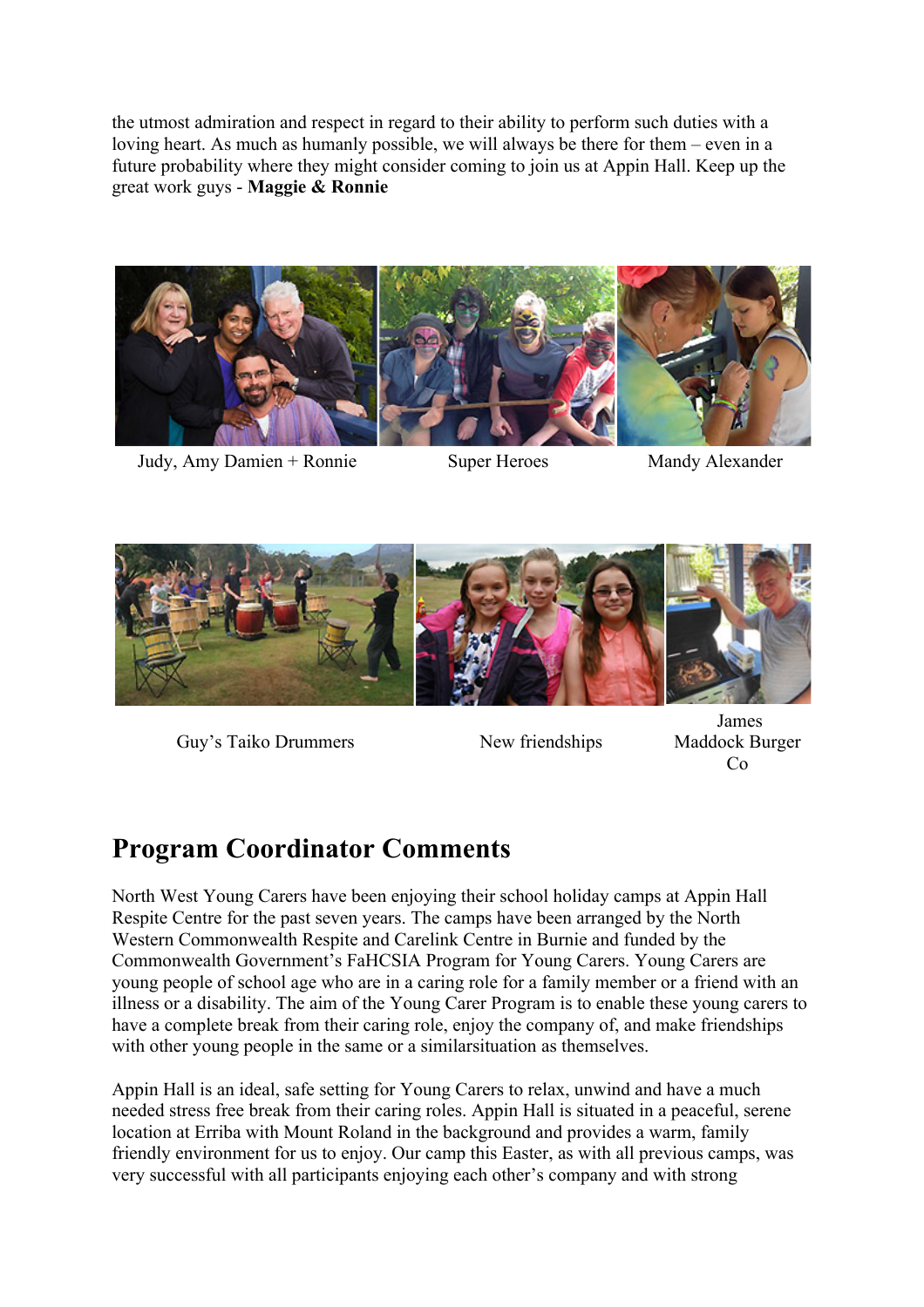the utmost admiration and respect in regard to their ability to perform such duties with a loving heart. As much as humanly possible, we will always be there for them – even in a future probability where they might consider coming to join us at Appin Hall. Keep up the great work guys - **Maggie & Ronnie**

Judy, Amy Damien + Ronnie

Super Heroes

Mandy Alexander

Guy's Taiko Drummers

New friendships

James Maddock Burger Co

# Program Coordinator Comments

North West Young Carers have been enjoying their school holiday camps at Appin Hall Respite Centre for the past seven years. The camps have been arranged by the North Western Commonwealth Respite and Carelink Centre in Burnie and funded by the Commonwealth Government's FaHCSIA Program for Young Carers. Young Carers are young people of school age who are in a caring role for a family member or a friend with an illness or a disability. The aim of the Young Carer Program is to enable these young carers to have a complete break from their caring role, enjoy the company of, and make friendships with other young people in the same or a similarsituation as themselves.

Appin Hall is an ideal, safe setting for Young Carers to relax, unwind and have a much needed stress free break from their caring roles. Appin Hall is situated in a peaceful, serene location at Erriba with Mount Roland in the background and provides a warm, family friendly environment for us to enjoy. Our camp this Easter, as with all previous camps, was very successful with all participants enjoying each other's company and with strong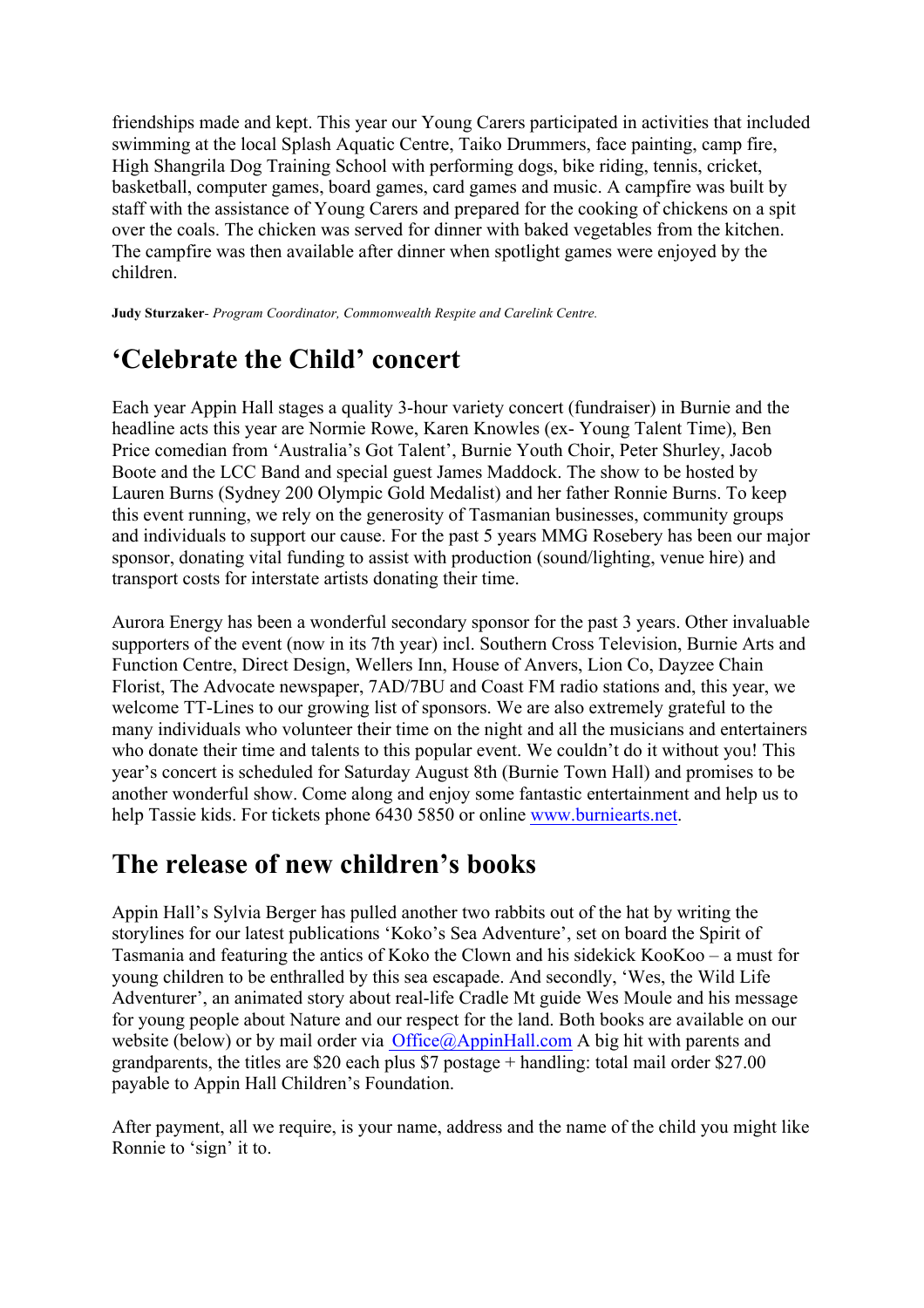friendships made and kept. This year our Young Carers participated in activities that included swimming at the local Splash Aquatic Centre, Taiko Drummers, face painting, camp fire, High Shangrila Dog Training School with performing dogs, bike riding, tennis, cricket, basketball, computer games, board games, card games and music. A campfire was built by staff with the assistance of Young Carers and prepared for the cooking of chickens on a spit over the coals. The chicken was served for dinner with baked vegetables from the kitchen. The campfire was then available after dinner when spotlight games were enjoyed by the children.

**Judy Sturzaker**- *Program Coordinator, Commonwealth Respite and Carelink Centre.*

## 'Celebrate the Child' concert

Each year Appin Hall stages a quality 3-hour variety concert (fundraiser) in Burnie and the headline acts this year are Normie Rowe, Karen Knowles (ex- Young Talent Time), Ben Price comedian from 'Australia's Got Talent', Burnie Youth Choir, Peter Shurley, Jacob Boote and the LCC Band and special guest James Maddock. The show to be hosted by Lauren Burns (Sydney 200 Olympic Gold Medalist) and her father Ronnie Burns. To keep this event running, we rely on the generosity of Tasmanian businesses, community groups and individuals to support our cause. For the past 5 years MMG Rosebery has been our major sponsor, donating vital funding to assist with production (sound/lighting, venue hire) and transport costs for interstate artists donating their time.

Aurora Energy has been a wonderful secondary sponsor for the past 3 years. Other invaluable supporters of the event (now in its 7th year) incl. Southern Cross Television, Burnie Arts and Function Centre, Direct Design, Wellers Inn, House of Anvers, Lion Co, Dayzee Chain Florist, The Advocate newspaper, 7AD/7BU and Coast FM radio stations and, this year, we welcome TT-Lines to our growing list of sponsors. We are also extremely grateful to the many individuals who volunteer their time on the night and all the musicians and entertainers who donate their time and talents to this popular event. We couldn't do it without you! This year's concert is scheduled for Saturday August 8th (Burnie Town Hall) and promises to be another wonderful show. Come along and enjoy some fantastic entertainment and help us to help Tassie kids. For tickets phone 6430 5850 or online www.burniearts.net.

## The release of new children's books

Appin Hall's Sylvia Berger has pulled another two rabbits out of the hat by writing the storylines for our latest publications 'Koko's Sea Adventure', set on board the Spirit of Tasmania and featuring the antics of Koko the Clown and his sidekick KooKoo – a must for young children to be enthralled by this sea escapade. And secondly, 'Wes, the Wild Life Adventurer', an animated story about real-life Cradle Mt guide Wes Moule and his message for young people about Nature and our respect for the land. Both books are available on our website (below) or by mail order via Office@AppinHall.com A big hit with parents and grandparents, the titles are $20 each plus $7 postage + handling: total mail order $27.00 payable to Appin Hall Children's Foundation.

After payment, all we require, is your name, address and the name of the child you might like Ronnie to 'sign' it to.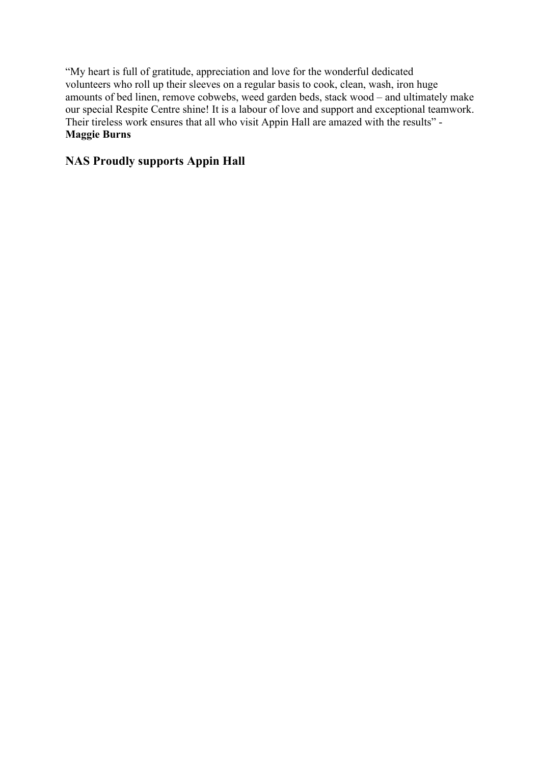“My heart is full of gratitude, appreciation and love for the wonderful dedicated volunteers who roll up their sleeves on a regular basis to cook, clean, wash, iron huge amounts of bed linen, remove cobwebs, weed garden beds, stack wood – and ultimately make our special Respite Centre shine! It is a labour of love and support and exceptional teamwork. Their tireless work ensures that all who visit Appin Hall are amazed with the results” - **Maggie Burns**

## NAS Proudly supports Appin Hall